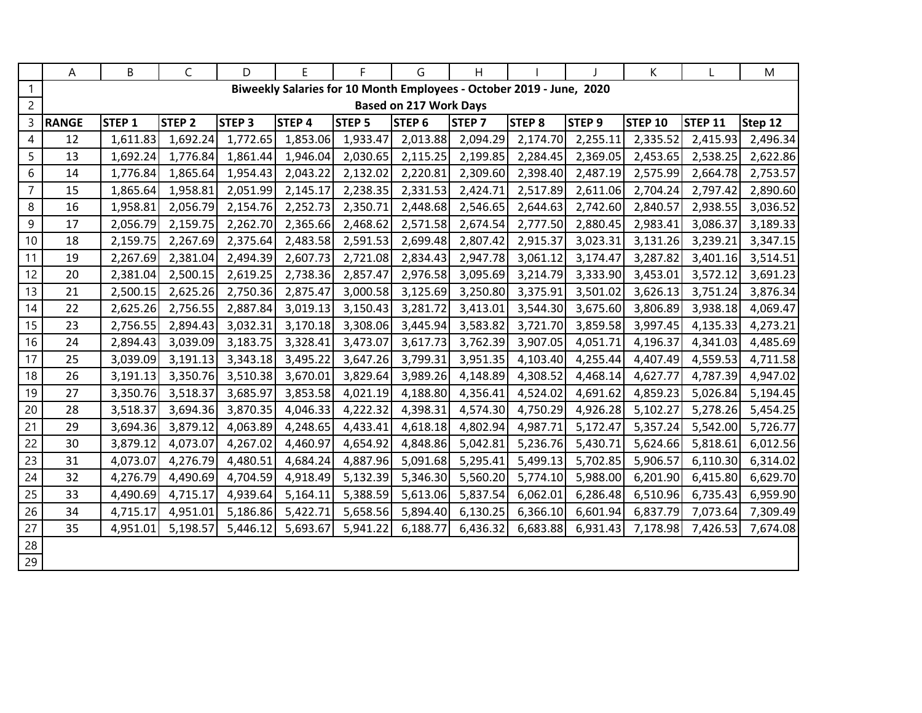# Biweekly Salaries for 10 Month Employees - October 2019 - June, 2020

## Based on 217 Work Days

| RANGE | STEP 1 | STEP 2 | STEP 3 | STEP 4 | STEP 5 | STEP 6 | STEP 7 | STEP 8 | STEP 9 | STEP 10 | STEP 11 | Step 12 |
|---|---|---|---|---|---|---|---|---|---|---|---|---|
| 12 | 1,611.83 | 1,692.24 | 1,772.65 | 1,853.06 | 1,933.47 | 2,013.88 | 2,094.29 | 2,174.70 | 2,255.11 | 2,335.52 | 2,415.93 | 2,496.34 |
| 13 | 1,692.24 | 1,776.84 | 1,861.44 | 1,946.04 | 2,030.65 | 2,115.25 | 2,199.85 | 2,284.45 | 2,369.05 | 2,453.65 | 2,538.25 | 2,622.86 |
| 14 | 1,776.84 | 1,865.64 | 1,954.43 | 2,043.22 | 2,132.02 | 2,220.81 | 2,309.60 | 2,398.40 | 2,487.19 | 2,575.99 | 2,664.78 | 2,753.57 |
| 15 | 1,865.64 | 1,958.81 | 2,051.99 | 2,145.17 | 2,238.35 | 2,331.53 | 2,424.71 | 2,517.89 | 2,611.06 | 2,704.24 | 2,797.42 | 2,890.60 |
| 16 | 1,958.81 | 2,056.79 | 2,154.76 | 2,252.73 | 2,350.71 | 2,448.68 | 2,546.65 | 2,644.63 | 2,742.60 | 2,840.57 | 2,938.55 | 3,036.52 |
| 17 | 2,056.79 | 2,159.75 | 2,262.70 | 2,365.66 | 2,468.62 | 2,571.58 | 2,674.54 | 2,777.50 | 2,880.45 | 2,983.41 | 3,086.37 | 3,189.33 |
| 18 | 2,159.75 | 2,267.69 | 2,375.64 | 2,483.58 | 2,591.53 | 2,699.48 | 2,807.42 | 2,915.37 | 3,023.31 | 3,131.26 | 3,239.21 | 3,347.15 |
| 19 | 2,267.69 | 2,381.04 | 2,494.39 | 2,607.73 | 2,721.08 | 2,834.43 | 2,947.78 | 3,061.12 | 3,174.47 | 3,287.82 | 3,401.16 | 3,514.51 |
| 20 | 2,381.04 | 2,500.15 | 2,619.25 | 2,738.36 | 2,857.47 | 2,976.58 | 3,095.69 | 3,214.79 | 3,333.90 | 3,453.01 | 3,572.12 | 3,691.23 |
| 21 | 2,500.15 | 2,625.26 | 2,750.36 | 2,875.47 | 3,000.58 | 3,125.69 | 3,250.80 | 3,375.91 | 3,501.02 | 3,626.13 | 3,751.24 | 3,876.34 |
| 22 | 2,625.26 | 2,756.55 | 2,887.84 | 3,019.13 | 3,150.43 | 3,281.72 | 3,413.01 | 3,544.30 | 3,675.60 | 3,806.89 | 3,938.18 | 4,069.47 |
| 23 | 2,756.55 | 2,894.43 | 3,032.31 | 3,170.18 | 3,308.06 | 3,445.94 | 3,583.82 | 3,721.70 | 3,859.58 | 3,997.45 | 4,135.33 | 4,273.21 |
| 24 | 2,894.43 | 3,039.09 | 3,183.75 | 3,328.41 | 3,473.07 | 3,617.73 | 3,762.39 | 3,907.05 | 4,051.71 | 4,196.37 | 4,341.03 | 4,485.69 |
| 25 | 3,039.09 | 3,191.13 | 3,343.18 | 3,495.22 | 3,647.26 | 3,799.31 | 3,951.35 | 4,103.40 | 4,255.44 | 4,407.49 | 4,559.53 | 4,711.58 |
| 26 | 3,191.13 | 3,350.76 | 3,510.38 | 3,670.01 | 3,829.64 | 3,989.26 | 4,148.89 | 4,308.52 | 4,468.14 | 4,627.77 | 4,787.39 | 4,947.02 |
| 27 | 3,350.76 | 3,518.37 | 3,685.97 | 3,853.58 | 4,021.19 | 4,188.80 | 4,356.41 | 4,524.02 | 4,691.62 | 4,859.23 | 5,026.84 | 5,194.45 |
| 28 | 3,518.37 | 3,694.36 | 3,870.35 | 4,046.33 | 4,222.32 | 4,398.31 | 4,574.30 | 4,750.29 | 4,926.28 | 5,102.27 | 5,278.26 | 5,454.25 |
| 29 | 3,694.36 | 3,879.12 | 4,063.89 | 4,248.65 | 4,433.41 | 4,618.18 | 4,802.94 | 4,987.71 | 5,172.47 | 5,357.24 | 5,542.00 | 5,726.77 |
| 30 | 3,879.12 | 4,073.07 | 4,267.02 | 4,460.97 | 4,654.92 | 4,848.86 | 5,042.81 | 5,236.76 | 5,430.71 | 5,624.66 | 5,818.61 | 6,012.56 |
| 31 | 4,073.07 | 4,276.79 | 4,480.51 | 4,684.24 | 4,887.96 | 5,091.68 | 5,295.41 | 5,499.13 | 5,702.85 | 5,906.57 | 6,110.30 | 6,314.02 |
| 32 | 4,276.79 | 4,490.69 | 4,704.59 | 4,918.49 | 5,132.39 | 5,346.30 | 5,560.20 | 5,774.10 | 5,988.00 | 6,201.90 | 6,415.80 | 6,629.70 |
| 33 | 4,490.69 | 4,715.17 | 4,939.64 | 5,164.11 | 5,388.59 | 5,613.06 | 5,837.54 | 6,062.01 | 6,286.48 | 6,510.96 | 6,735.43 | 6,959.90 |
| 34 | 4,715.17 | 4,951.01 | 5,186.86 | 5,422.71 | 5,658.56 | 5,894.40 | 6,130.25 | 6,366.10 | 6,601.94 | 6,837.79 | 7,073.64 | 7,309.49 |
| 35 | 4,951.01 | 5,198.57 | 5,446.12 | 5,693.67 | 5,941.22 | 6,188.77 | 6,436.32 | 6,683.88 | 6,931.43 | 7,178.98 | 7,426.53 | 7,674.08 |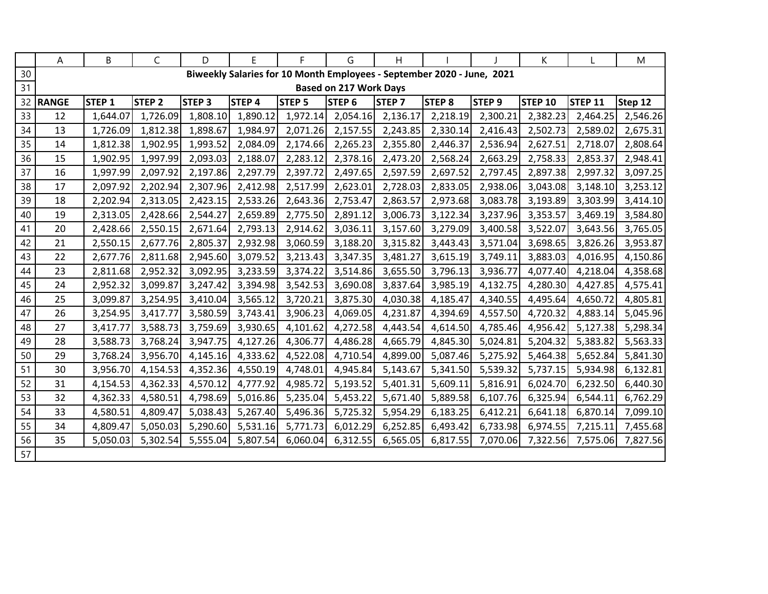## Biweekly Salaries for 10 Month Employees - September 2020 - June, 2021

### Based on 217 Work Days

| RANGE | STEP 1 | STEP 2 | STEP 3 | STEP 4 | STEP 5 | STEP 6 | STEP 7 | STEP 8 | STEP 9 | STEP 10 | STEP 11 | Step 12 |
|---|---|---|---|---|---|---|---|---|---|---|---|---|
| 12 | 1,644.07 | 1,726.09 | 1,808.10 | 1,890.12 | 1,972.14 | 2,054.16 | 2,136.17 | 2,218.19 | 2,300.21 | 2,382.23 | 2,464.25 | 2,546.26 |
| 13 | 1,726.09 | 1,812.38 | 1,898.67 | 1,984.97 | 2,071.26 | 2,157.55 | 2,243.85 | 2,330.14 | 2,416.43 | 2,502.73 | 2,589.02 | 2,675.31 |
| 14 | 1,812.38 | 1,902.95 | 1,993.52 | 2,084.09 | 2,174.66 | 2,265.23 | 2,355.80 | 2,446.37 | 2,536.94 | 2,627.51 | 2,718.07 | 2,808.64 |
| 15 | 1,902.95 | 1,997.99 | 2,093.03 | 2,188.07 | 2,283.12 | 2,378.16 | 2,473.20 | 2,568.24 | 2,663.29 | 2,758.33 | 2,853.37 | 2,948.41 |
| 16 | 1,997.99 | 2,097.92 | 2,197.86 | 2,297.79 | 2,397.72 | 2,497.65 | 2,597.59 | 2,697.52 | 2,797.45 | 2,897.38 | 2,997.32 | 3,097.25 |
| 17 | 2,097.92 | 2,202.94 | 2,307.96 | 2,412.98 | 2,517.99 | 2,623.01 | 2,728.03 | 2,833.05 | 2,938.06 | 3,043.08 | 3,148.10 | 3,253.12 |
| 18 | 2,202.94 | 2,313.05 | 2,423.15 | 2,533.26 | 2,643.36 | 2,753.47 | 2,863.57 | 2,973.68 | 3,083.78 | 3,193.89 | 3,303.99 | 3,414.10 |
| 19 | 2,313.05 | 2,428.66 | 2,544.27 | 2,659.89 | 2,775.50 | 2,891.12 | 3,006.73 | 3,122.34 | 3,237.96 | 3,353.57 | 3,469.19 | 3,584.80 |
| 20 | 2,428.66 | 2,550.15 | 2,671.64 | 2,793.13 | 2,914.62 | 3,036.11 | 3,157.60 | 3,279.09 | 3,400.58 | 3,522.07 | 3,643.56 | 3,765.05 |
| 21 | 2,550.15 | 2,677.76 | 2,805.37 | 2,932.98 | 3,060.59 | 3,188.20 | 3,315.82 | 3,443.43 | 3,571.04 | 3,698.65 | 3,826.26 | 3,953.87 |
| 22 | 2,677.76 | 2,811.68 | 2,945.60 | 3,079.52 | 3,213.43 | 3,347.35 | 3,481.27 | 3,615.19 | 3,749.11 | 3,883.03 | 4,016.95 | 4,150.86 |
| 23 | 2,811.68 | 2,952.32 | 3,092.95 | 3,233.59 | 3,374.22 | 3,514.86 | 3,655.50 | 3,796.13 | 3,936.77 | 4,077.40 | 4,218.04 | 4,358.68 |
| 24 | 2,952.32 | 3,099.87 | 3,247.42 | 3,394.98 | 3,542.53 | 3,690.08 | 3,837.64 | 3,985.19 | 4,132.75 | 4,280.30 | 4,427.85 | 4,575.41 |
| 25 | 3,099.87 | 3,254.95 | 3,410.04 | 3,565.12 | 3,720.21 | 3,875.30 | 4,030.38 | 4,185.47 | 4,340.55 | 4,495.64 | 4,650.72 | 4,805.81 |
| 26 | 3,254.95 | 3,417.77 | 3,580.59 | 3,743.41 | 3,906.23 | 4,069.05 | 4,231.87 | 4,394.69 | 4,557.50 | 4,720.32 | 4,883.14 | 5,045.96 |
| 27 | 3,417.77 | 3,588.73 | 3,759.69 | 3,930.65 | 4,101.62 | 4,272.58 | 4,443.54 | 4,614.50 | 4,785.46 | 4,956.42 | 5,127.38 | 5,298.34 |
| 28 | 3,588.73 | 3,768.24 | 3,947.75 | 4,127.26 | 4,306.77 | 4,486.28 | 4,665.79 | 4,845.30 | 5,024.81 | 5,204.32 | 5,383.82 | 5,563.33 |
| 29 | 3,768.24 | 3,956.70 | 4,145.16 | 4,333.62 | 4,522.08 | 4,710.54 | 4,899.00 | 5,087.46 | 5,275.92 | 5,464.38 | 5,652.84 | 5,841.30 |
| 30 | 3,956.70 | 4,154.53 | 4,352.36 | 4,550.19 | 4,748.01 | 4,945.84 | 5,143.67 | 5,341.50 | 5,539.32 | 5,737.15 | 5,934.98 | 6,132.81 |
| 31 | 4,154.53 | 4,362.33 | 4,570.12 | 4,777.92 | 4,985.72 | 5,193.52 | 5,401.31 | 5,609.11 | 5,816.91 | 6,024.70 | 6,232.50 | 6,440.30 |
| 32 | 4,362.33 | 4,580.51 | 4,798.69 | 5,016.86 | 5,235.04 | 5,453.22 | 5,671.40 | 5,889.58 | 6,107.76 | 6,325.94 | 6,544.11 | 6,762.29 |
| 33 | 4,580.51 | 4,809.47 | 5,038.43 | 5,267.40 | 5,496.36 | 5,725.32 | 5,954.29 | 6,183.25 | 6,412.21 | 6,641.18 | 6,870.14 | 7,099.10 |
| 34 | 4,809.47 | 5,050.03 | 5,290.60 | 5,531.16 | 5,771.73 | 6,012.29 | 6,252.85 | 6,493.42 | 6,733.98 | 6,974.55 | 7,215.11 | 7,455.68 |
| 35 | 5,050.03 | 5,302.54 | 5,555.04 | 5,807.54 | 6,060.04 | 6,312.55 | 6,565.05 | 6,817.55 | 7,070.06 | 7,322.56 | 7,575.06 | 7,827.56 |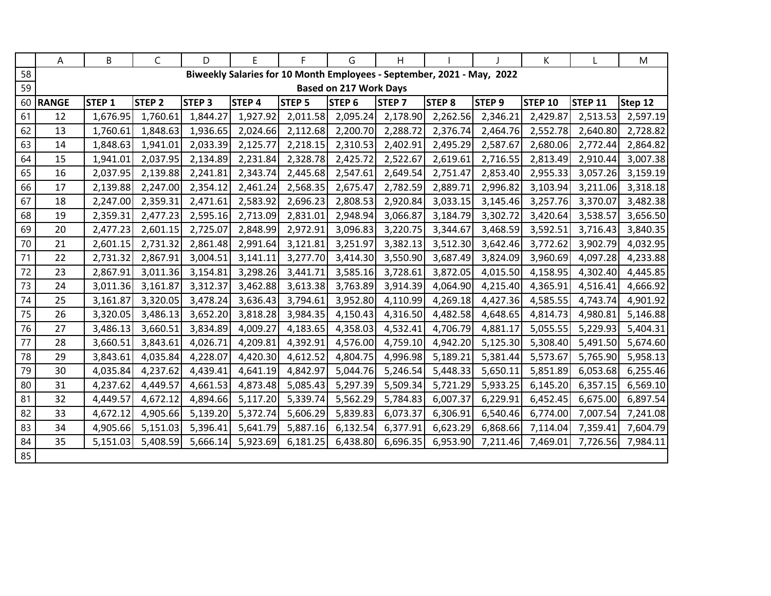## Biweekly Salaries for 10 Month Employees - September, 2021 - May, 2022

### Based on 217 Work Days

| RANGE | STEP 1 | STEP 2 | STEP 3 | STEP 4 | STEP 5 | STEP 6 | STEP 7 | STEP 8 | STEP 9 | STEP 10 | STEP 11 | Step 12 |
|---|---|---|---|---|---|---|---|---|---|---|---|---|
| 12 | 1,676.95 | 1,760.61 | 1,844.27 | 1,927.92 | 2,011.58 | 2,095.24 | 2,178.90 | 2,262.56 | 2,346.21 | 2,429.87 | 2,513.53 | 2,597.19 |
| 13 | 1,760.61 | 1,848.63 | 1,936.65 | 2,024.66 | 2,112.68 | 2,200.70 | 2,288.72 | 2,376.74 | 2,464.76 | 2,552.78 | 2,640.80 | 2,728.82 |
| 14 | 1,848.63 | 1,941.01 | 2,033.39 | 2,125.77 | 2,218.15 | 2,310.53 | 2,402.91 | 2,495.29 | 2,587.67 | 2,680.06 | 2,772.44 | 2,864.82 |
| 15 | 1,941.01 | 2,037.95 | 2,134.89 | 2,231.84 | 2,328.78 | 2,425.72 | 2,522.67 | 2,619.61 | 2,716.55 | 2,813.49 | 2,910.44 | 3,007.38 |
| 16 | 2,037.95 | 2,139.88 | 2,241.81 | 2,343.74 | 2,445.68 | 2,547.61 | 2,649.54 | 2,751.47 | 2,853.40 | 2,955.33 | 3,057.26 | 3,159.19 |
| 17 | 2,139.88 | 2,247.00 | 2,354.12 | 2,461.24 | 2,568.35 | 2,675.47 | 2,782.59 | 2,889.71 | 2,996.82 | 3,103.94 | 3,211.06 | 3,318.18 |
| 18 | 2,247.00 | 2,359.31 | 2,471.61 | 2,583.92 | 2,696.23 | 2,808.53 | 2,920.84 | 3,033.15 | 3,145.46 | 3,257.76 | 3,370.07 | 3,482.38 |
| 19 | 2,359.31 | 2,477.23 | 2,595.16 | 2,713.09 | 2,831.01 | 2,948.94 | 3,066.87 | 3,184.79 | 3,302.72 | 3,420.64 | 3,538.57 | 3,656.50 |
| 20 | 2,477.23 | 2,601.15 | 2,725.07 | 2,848.99 | 2,972.91 | 3,096.83 | 3,220.75 | 3,344.67 | 3,468.59 | 3,592.51 | 3,716.43 | 3,840.35 |
| 21 | 2,601.15 | 2,731.32 | 2,861.48 | 2,991.64 | 3,121.81 | 3,251.97 | 3,382.13 | 3,512.30 | 3,642.46 | 3,772.62 | 3,902.79 | 4,032.95 |
| 22 | 2,731.32 | 2,867.91 | 3,004.51 | 3,141.11 | 3,277.70 | 3,414.30 | 3,550.90 | 3,687.49 | 3,824.09 | 3,960.69 | 4,097.28 | 4,233.88 |
| 23 | 2,867.91 | 3,011.36 | 3,154.81 | 3,298.26 | 3,441.71 | 3,585.16 | 3,728.61 | 3,872.05 | 4,015.50 | 4,158.95 | 4,302.40 | 4,445.85 |
| 24 | 3,011.36 | 3,161.87 | 3,312.37 | 3,462.88 | 3,613.38 | 3,763.89 | 3,914.39 | 4,064.90 | 4,215.40 | 4,365.91 | 4,516.41 | 4,666.92 |
| 25 | 3,161.87 | 3,320.05 | 3,478.24 | 3,636.43 | 3,794.61 | 3,952.80 | 4,110.99 | 4,269.18 | 4,427.36 | 4,585.55 | 4,743.74 | 4,901.92 |
| 26 | 3,320.05 | 3,486.13 | 3,652.20 | 3,818.28 | 3,984.35 | 4,150.43 | 4,316.50 | 4,482.58 | 4,648.65 | 4,814.73 | 4,980.81 | 5,146.88 |
| 27 | 3,486.13 | 3,660.51 | 3,834.89 | 4,009.27 | 4,183.65 | 4,358.03 | 4,532.41 | 4,706.79 | 4,881.17 | 5,055.55 | 5,229.93 | 5,404.31 |
| 28 | 3,660.51 | 3,843.61 | 4,026.71 | 4,209.81 | 4,392.91 | 4,576.00 | 4,759.10 | 4,942.20 | 5,125.30 | 5,308.40 | 5,491.50 | 5,674.60 |
| 29 | 3,843.61 | 4,035.84 | 4,228.07 | 4,420.30 | 4,612.52 | 4,804.75 | 4,996.98 | 5,189.21 | 5,381.44 | 5,573.67 | 5,765.90 | 5,958.13 |
| 30 | 4,035.84 | 4,237.62 | 4,439.41 | 4,641.19 | 4,842.97 | 5,044.76 | 5,246.54 | 5,448.33 | 5,650.11 | 5,851.89 | 6,053.68 | 6,255.46 |
| 31 | 4,237.62 | 4,449.57 | 4,661.53 | 4,873.48 | 5,085.43 | 5,297.39 | 5,509.34 | 5,721.29 | 5,933.25 | 6,145.20 | 6,357.15 | 6,569.10 |
| 32 | 4,449.57 | 4,672.12 | 4,894.66 | 5,117.20 | 5,339.74 | 5,562.29 | 5,784.83 | 6,007.37 | 6,229.91 | 6,452.45 | 6,675.00 | 6,897.54 |
| 33 | 4,672.12 | 4,905.66 | 5,139.20 | 5,372.74 | 5,606.29 | 5,839.83 | 6,073.37 | 6,306.91 | 6,540.46 | 6,774.00 | 7,007.54 | 7,241.08 |
| 34 | 4,905.66 | 5,151.03 | 5,396.41 | 5,641.79 | 5,887.16 | 6,132.54 | 6,377.91 | 6,623.29 | 6,868.66 | 7,114.04 | 7,359.41 | 7,604.79 |
| 35 | 5,151.03 | 5,408.59 | 5,666.14 | 5,923.69 | 6,181.25 | 6,438.80 | 6,696.35 | 6,953.90 | 7,211.46 | 7,469.01 | 7,726.56 | 7,984.11 |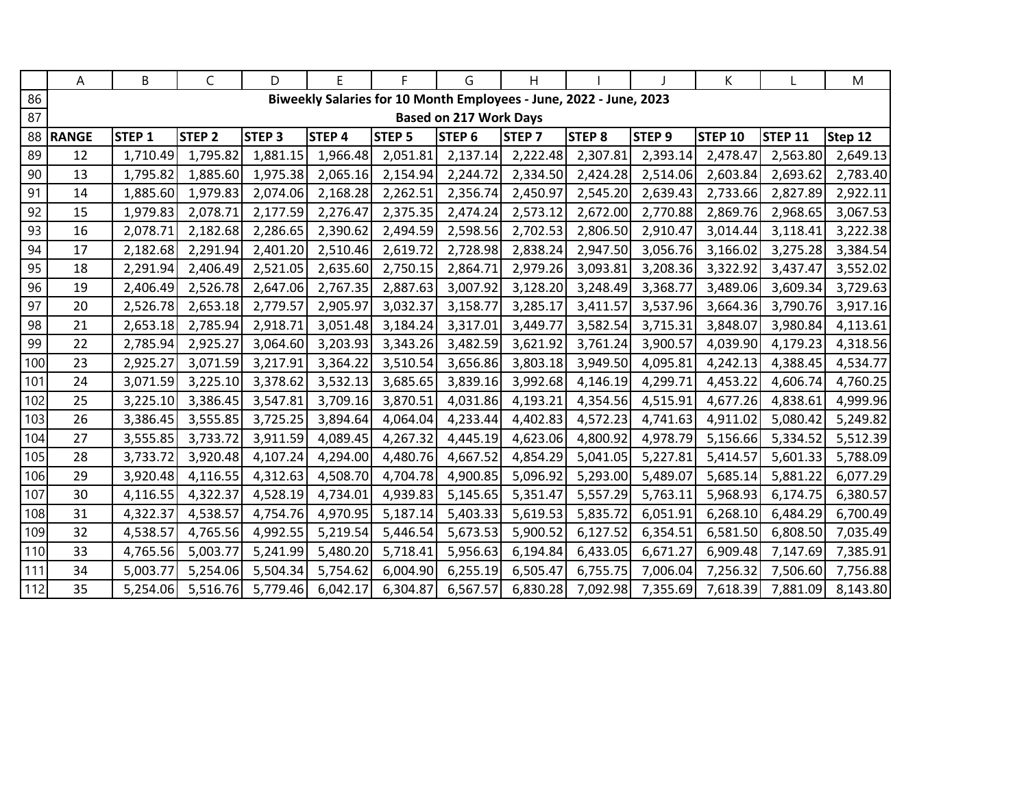## Biweekly Salaries for 10 Month Employees - June, 2022 - June, 2023

### Based on 217 Work Days

| RANGE | STEP 1 | STEP 2 | STEP 3 | STEP 4 | STEP 5 | STEP 6 | STEP 7 | STEP 8 | STEP 9 | STEP 10 | STEP 11 | Step 12 |
|---|---|---|---|---|---|---|---|---|---|---|---|---|
| 12 | 1,710.49 | 1,795.82 | 1,881.15 | 1,966.48 | 2,051.81 | 2,137.14 | 2,222.48 | 2,307.81 | 2,393.14 | 2,478.47 | 2,563.80 | 2,649.13 |
| 13 | 1,795.82 | 1,885.60 | 1,975.38 | 2,065.16 | 2,154.94 | 2,244.72 | 2,334.50 | 2,424.28 | 2,514.06 | 2,603.84 | 2,693.62 | 2,783.40 |
| 14 | 1,885.60 | 1,979.83 | 2,074.06 | 2,168.28 | 2,262.51 | 2,356.74 | 2,450.97 | 2,545.20 | 2,639.43 | 2,733.66 | 2,827.89 | 2,922.11 |
| 15 | 1,979.83 | 2,078.71 | 2,177.59 | 2,276.47 | 2,375.35 | 2,474.24 | 2,573.12 | 2,672.00 | 2,770.88 | 2,869.76 | 2,968.65 | 3,067.53 |
| 16 | 2,078.71 | 2,182.68 | 2,286.65 | 2,390.62 | 2,494.59 | 2,598.56 | 2,702.53 | 2,806.50 | 2,910.47 | 3,014.44 | 3,118.41 | 3,222.38 |
| 17 | 2,182.68 | 2,291.94 | 2,401.20 | 2,510.46 | 2,619.72 | 2,728.98 | 2,838.24 | 2,947.50 | 3,056.76 | 3,166.02 | 3,275.28 | 3,384.54 |
| 18 | 2,291.94 | 2,406.49 | 2,521.05 | 2,635.60 | 2,750.15 | 2,864.71 | 2,979.26 | 3,093.81 | 3,208.36 | 3,322.92 | 3,437.47 | 3,552.02 |
| 19 | 2,406.49 | 2,526.78 | 2,647.06 | 2,767.35 | 2,887.63 | 3,007.92 | 3,128.20 | 3,248.49 | 3,368.77 | 3,489.06 | 3,609.34 | 3,729.63 |
| 20 | 2,526.78 | 2,653.18 | 2,779.57 | 2,905.97 | 3,032.37 | 3,158.77 | 3,285.17 | 3,411.57 | 3,537.96 | 3,664.36 | 3,790.76 | 3,917.16 |
| 21 | 2,653.18 | 2,785.94 | 2,918.71 | 3,051.48 | 3,184.24 | 3,317.01 | 3,449.77 | 3,582.54 | 3,715.31 | 3,848.07 | 3,980.84 | 4,113.61 |
| 22 | 2,785.94 | 2,925.27 | 3,064.60 | 3,203.93 | 3,343.26 | 3,482.59 | 3,621.92 | 3,761.24 | 3,900.57 | 4,039.90 | 4,179.23 | 4,318.56 |
| 23 | 2,925.27 | 3,071.59 | 3,217.91 | 3,364.22 | 3,510.54 | 3,656.86 | 3,803.18 | 3,949.50 | 4,095.81 | 4,242.13 | 4,388.45 | 4,534.77 |
| 24 | 3,071.59 | 3,225.10 | 3,378.62 | 3,532.13 | 3,685.65 | 3,839.16 | 3,992.68 | 4,146.19 | 4,299.71 | 4,453.22 | 4,606.74 | 4,760.25 |
| 25 | 3,225.10 | 3,386.45 | 3,547.81 | 3,709.16 | 3,870.51 | 4,031.86 | 4,193.21 | 4,354.56 | 4,515.91 | 4,677.26 | 4,838.61 | 4,999.96 |
| 26 | 3,386.45 | 3,555.85 | 3,725.25 | 3,894.64 | 4,064.04 | 4,233.44 | 4,402.83 | 4,572.23 | 4,741.63 | 4,911.02 | 5,080.42 | 5,249.82 |
| 27 | 3,555.85 | 3,733.72 | 3,911.59 | 4,089.45 | 4,267.32 | 4,445.19 | 4,623.06 | 4,800.92 | 4,978.79 | 5,156.66 | 5,334.52 | 5,512.39 |
| 28 | 3,733.72 | 3,920.48 | 4,107.24 | 4,294.00 | 4,480.76 | 4,667.52 | 4,854.29 | 5,041.05 | 5,227.81 | 5,414.57 | 5,601.33 | 5,788.09 |
| 29 | 3,920.48 | 4,116.55 | 4,312.63 | 4,508.70 | 4,704.78 | 4,900.85 | 5,096.92 | 5,293.00 | 5,489.07 | 5,685.14 | 5,881.22 | 6,077.29 |
| 30 | 4,116.55 | 4,322.37 | 4,528.19 | 4,734.01 | 4,939.83 | 5,145.65 | 5,351.47 | 5,557.29 | 5,763.11 | 5,968.93 | 6,174.75 | 6,380.57 |
| 31 | 4,322.37 | 4,538.57 | 4,754.76 | 4,970.95 | 5,187.14 | 5,403.33 | 5,619.53 | 5,835.72 | 6,051.91 | 6,268.10 | 6,484.29 | 6,700.49 |
| 32 | 4,538.57 | 4,765.56 | 4,992.55 | 5,219.54 | 5,446.54 | 5,673.53 | 5,900.52 | 6,127.52 | 6,354.51 | 6,581.50 | 6,808.50 | 7,035.49 |
| 33 | 4,765.56 | 5,003.77 | 5,241.99 | 5,480.20 | 5,718.41 | 5,956.63 | 6,194.84 | 6,433.05 | 6,671.27 | 6,909.48 | 7,147.69 | 7,385.91 |
| 34 | 5,003.77 | 5,254.06 | 5,504.34 | 5,754.62 | 6,004.90 | 6,255.19 | 6,505.47 | 6,755.75 | 7,006.04 | 7,256.32 | 7,506.60 | 7,756.88 |
| 35 | 5,254.06 | 5,516.76 | 5,779.46 | 6,042.17 | 6,304.87 | 6,567.57 | 6,830.28 | 7,092.98 | 7,355.69 | 7,618.39 | 7,881.09 | 8,143.80 |